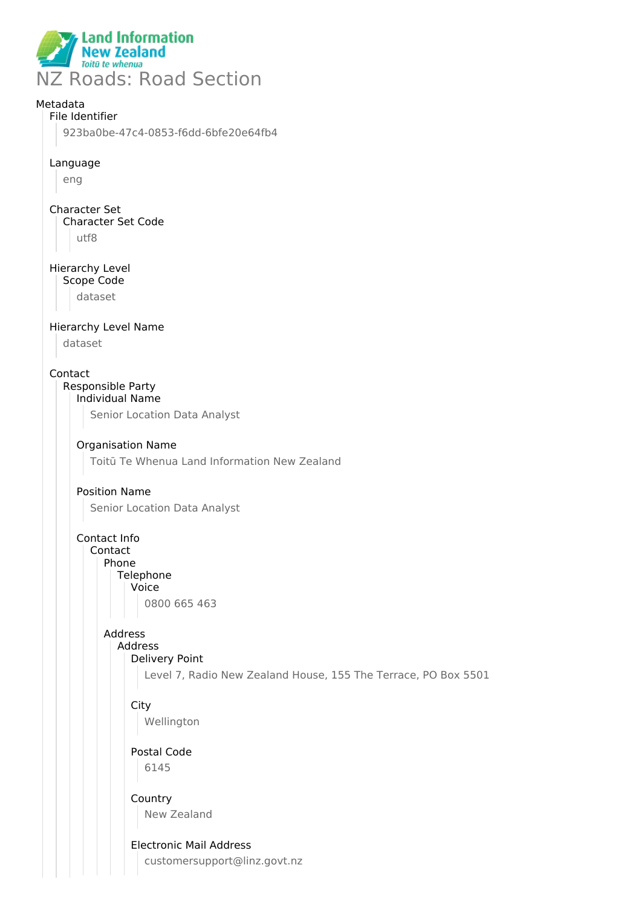# NZ Roads: Road Section

Metadata

- File Identifier
  - 923ba0be-47c4-0853-f6dd-6bfe20e64fb4
- Language
  - eng
- Character Set
  - Character Set Code
    - utf8
- Hierarchy Level
  - Scope Code
    - dataset
- Hierarchy Level Name
  - dataset
- Contact
  - Responsible Party
    - Individual Name
      - Senior Location Data Analyst
    - Organisation Name
      - Toitū Te Whenua Land Information New Zealand
    - Position Name
      - Senior Location Data Analyst
    - Contact Info
      - Contact
        - Phone
          - Telephone
            - Voice
              - 0800 665 463
        - Address
          - Address
            - Delivery Point
              - Level 7, Radio New Zealand House, 155 The Terrace, PO Box 5501
            - City
              - Wellington
            - Postal Code
              - 6145
            - Country
              - New Zealand
            - Electronic Mail Address
              - customersupport@linz.govt.nz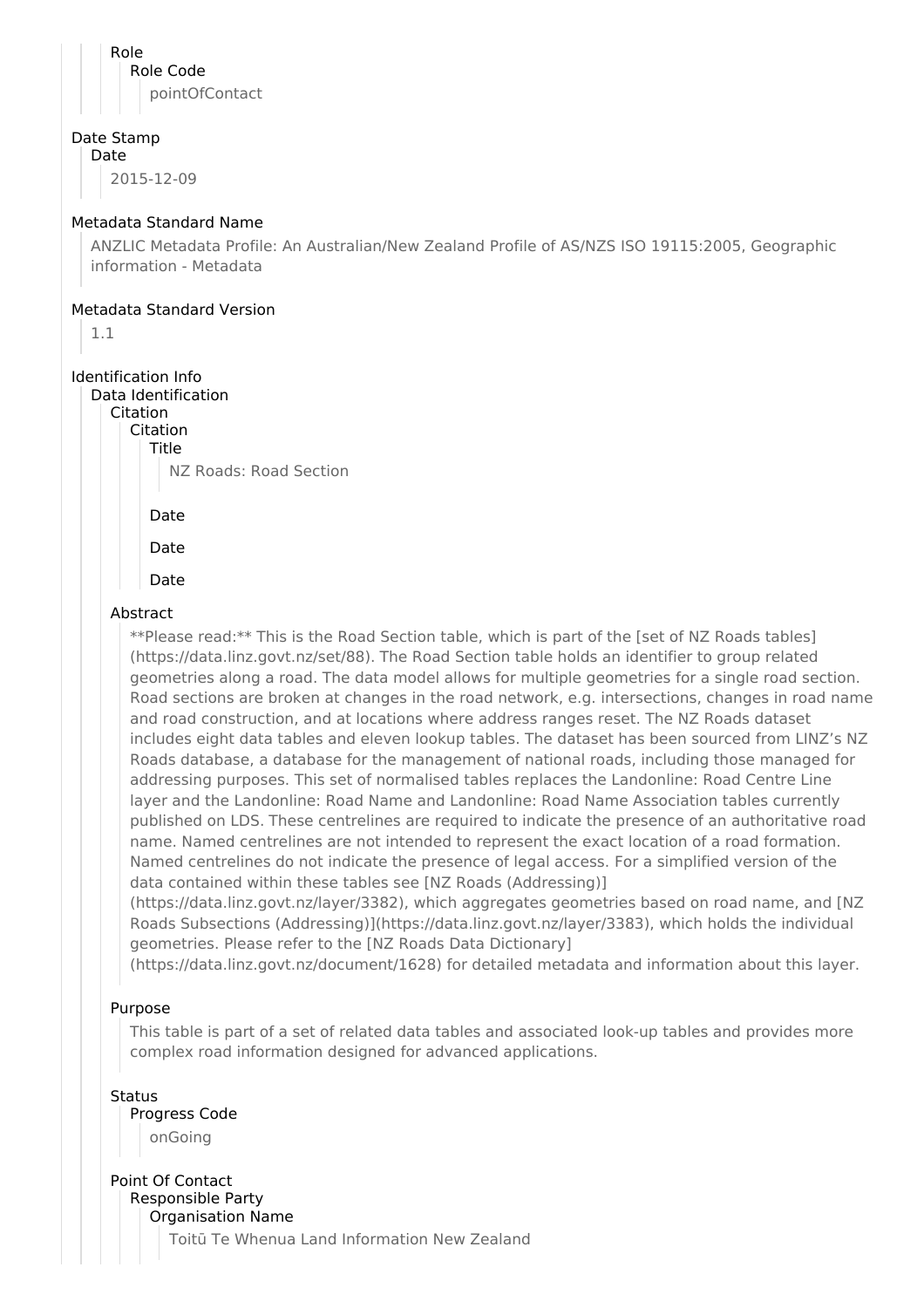Role
Role Code
pointOfContact

Date Stamp
Date
2015-12-09

Metadata Standard Name
ANZLIC Metadata Profile: An Australian/New Zealand Profile of AS/NZS ISO 19115:2005, Geographic information - Metadata

Metadata Standard Version
1.1

Identification Info
Data Identification
Citation
Citation
Title
NZ Roads: Road Section

Date

Date

Date

Abstract
**Please read:** This is the Road Section table, which is part of the [set of NZ Roads tables](https://data.linz.govt.nz/set/88). The Road Section table holds an identifier to group related geometries along a road. The data model allows for multiple geometries for a single road section. Road sections are broken at changes in the road network, e.g. intersections, changes in road name and road construction, and at locations where address ranges reset. The NZ Roads dataset includes eight data tables and eleven lookup tables. The dataset has been sourced from LINZ's NZ Roads database, a database for the management of national roads, including those managed for addressing purposes. This set of normalised tables replaces the Landonline: Road Centre Line layer and the Landonline: Road Name and Landonline: Road Name Association tables currently published on LDS. These centrelines are required to indicate the presence of an authoritative road name. Named centrelines are not intended to represent the exact location of a road formation. Named centrelines do not indicate the presence of legal access. For a simplified version of the data contained within these tables see [NZ Roads (Addressing)](https://data.linz.govt.nz/layer/3382), which aggregates geometries based on road name, and [NZ Roads Subsections (Addressing)](https://data.linz.govt.nz/layer/3383), which holds the individual geometries. Please refer to the [NZ Roads Data Dictionary](https://data.linz.govt.nz/document/1628) for detailed metadata and information about this layer.

Purpose
This table is part of a set of related data tables and associated look-up tables and provides more complex road information designed for advanced applications.

Status
Progress Code
onGoing

Point Of Contact
Responsible Party
Organisation Name
Toitū Te Whenua Land Information New Zealand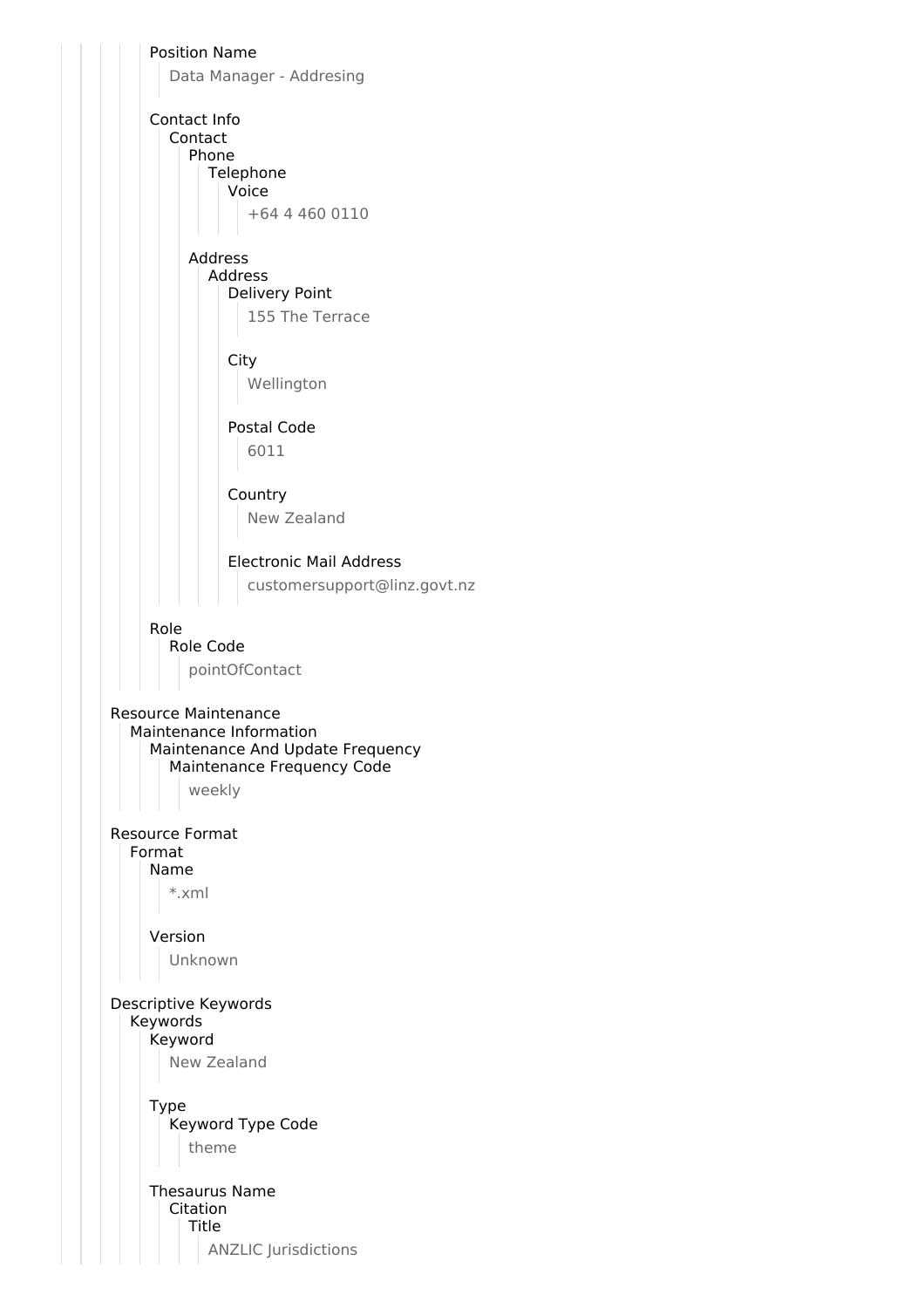Position Name

Data Manager - Addresing

Contact Info
- Contact
  - Phone
    - Telephone
      - Voice
        - +64 4 460 0110
  - Address
    - Address
      - Delivery Point
        - 155 The Terrace
      - City
        - Wellington
      - Postal Code
        - 6011
      - Country
        - New Zealand
      - Electronic Mail Address
        - customersupport@linz.govt.nz

Role
- Role Code
  - pointOfContact

Resource Maintenance
- Maintenance Information
  - Maintenance And Update Frequency
    - Maintenance Frequency Code
      - weekly

Resource Format
- Format
  - Name
    - *.xml
  - Version
    - Unknown

Descriptive Keywords
- Keywords
  - Keyword
    - New Zealand
  - Type
    - Keyword Type Code
      - theme
  - Thesaurus Name
    - Citation
      - Title
        - ANZLIC Jurisdictions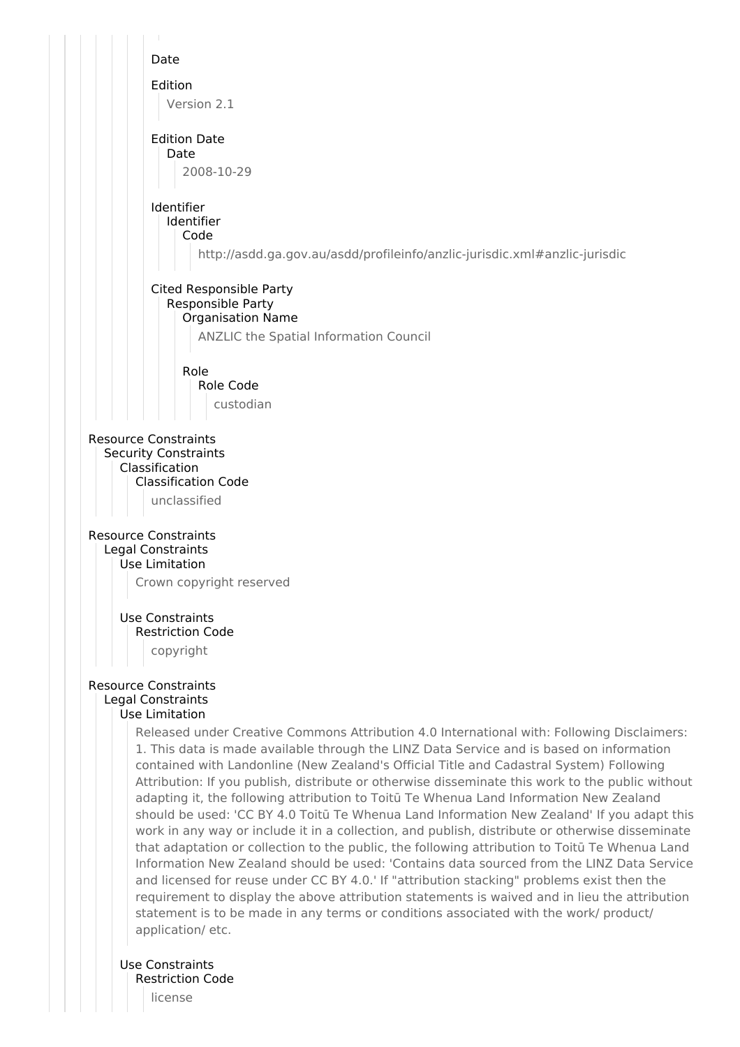Date

Edition

Version 2.1

Edition Date

Date

2008-10-29

Identifier

Identifier

Code

http://asdd.ga.gov.au/asdd/profileinfo/anzlic-jurisdic.xml#anzlic-jurisdic

Cited Responsible Party

Responsible Party

Organisation Name

ANZLIC the Spatial Information Council

Role

Role Code

custodian

Resource Constraints

Security Constraints

Classification

Classification Code

unclassified

Resource Constraints

Legal Constraints

Use Limitation

Crown copyright reserved

Use Constraints

Restriction Code

copyright

Resource Constraints

Legal Constraints

Use Limitation

Released under Creative Commons Attribution 4.0 International with: Following Disclaimers: 1. This data is made available through the LINZ Data Service and is based on information contained with Landonline (New Zealand's Official Title and Cadastral System) Following Attribution: If you publish, distribute or otherwise disseminate this work to the public without adapting it, the following attribution to Toitū Te Whenua Land Information New Zealand should be used: 'CC BY 4.0 Toitū Te Whenua Land Information New Zealand' If you adapt this work in any way or include it in a collection, and publish, distribute or otherwise disseminate that adaptation or collection to the public, the following attribution to Toitū Te Whenua Land Information New Zealand should be used: 'Contains data sourced from the LINZ Data Service and licensed for reuse under CC BY 4.0.' If "attribution stacking" problems exist then the requirement to display the above attribution statements is waived and in lieu the attribution statement is to be made in any terms or conditions associated with the work/ product/ application/ etc.

Use Constraints

Restriction Code

license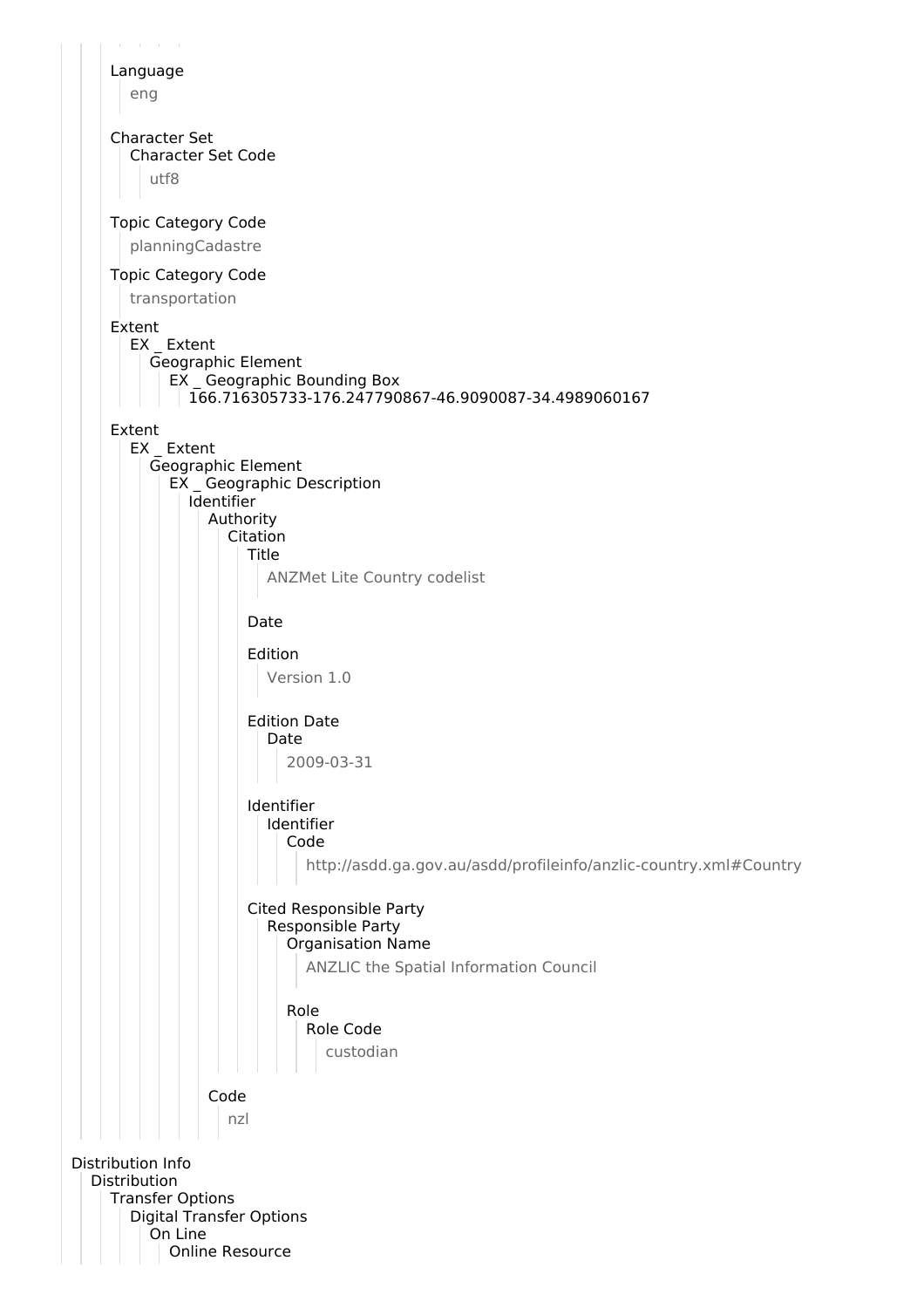Language

eng

Character Set

Character Set Code

utf8

Topic Category Code

planningCadastre

Topic Category Code

transportation

Extent

EX _ Extent

Geographic Element

EX _ Geographic Bounding Box

166.716305733-176.247790867-46.9090087-34.4989060167

Extent

EX _ Extent

Geographic Element

EX _ Geographic Description

Identifier

Authority

Citation

Title

ANZMet Lite Country codelist

Date

Edition

Version 1.0

Edition Date

Date

2009-03-31

Identifier

Identifier

Code

http://asdd.ga.gov.au/asdd/profileinfo/anzlic-country.xml#Country

Cited Responsible Party

Responsible Party

Organisation Name

ANZLIC the Spatial Information Council

Role

Role Code

custodian

Code

nzl

Distribution Info

Distribution

Transfer Options

Digital Transfer Options

On Line

Online Resource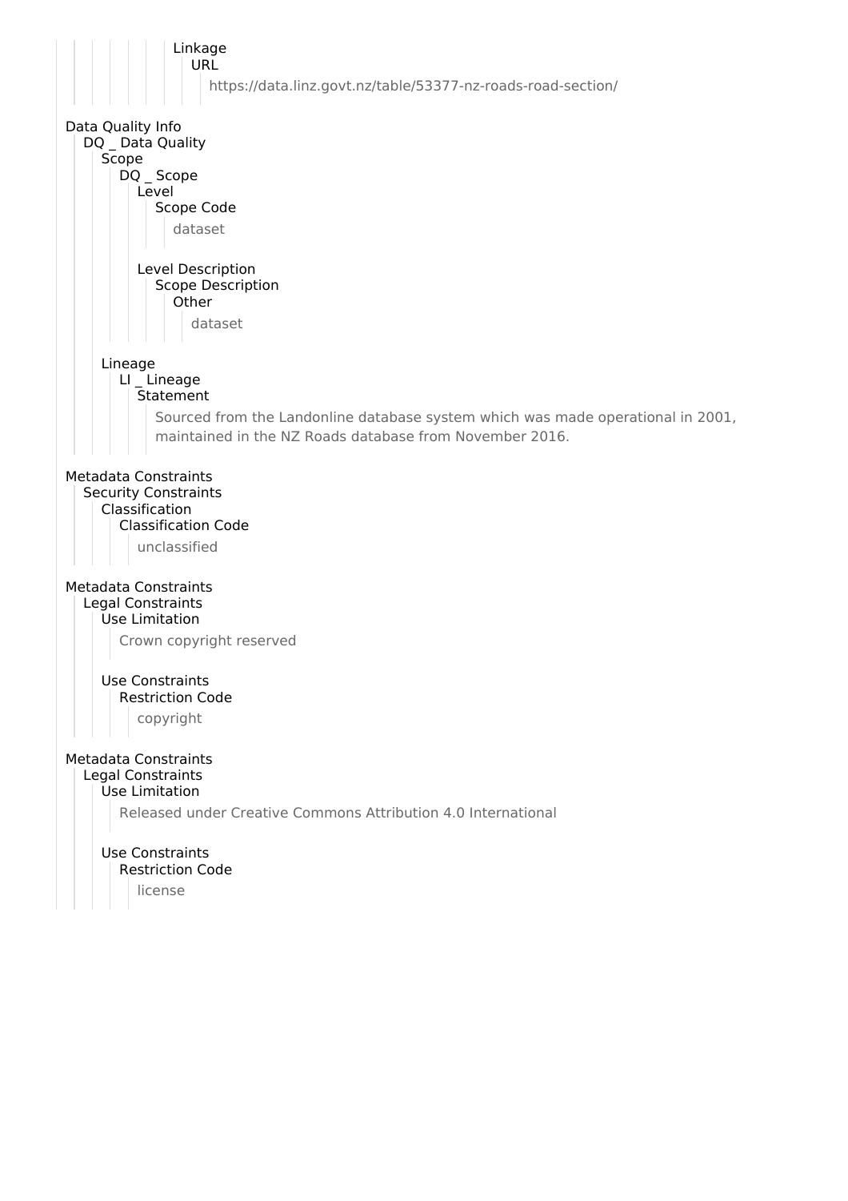Linkage
URL
https://data.linz.govt.nz/table/53377-nz-roads-road-section/

Data Quality Info
DQ _ Data Quality
Scope
DQ _ Scope
Level
Scope Code
dataset

Level Description
Scope Description
Other
dataset

Lineage
LI _ Lineage
Statement
Sourced from the Landonline database system which was made operational in 2001, maintained in the NZ Roads database from November 2016.

Metadata Constraints
Security Constraints
Classification
Classification Code
unclassified

Metadata Constraints
Legal Constraints
Use Limitation
Crown copyright reserved

Use Constraints
Restriction Code
copyright

Metadata Constraints
Legal Constraints
Use Limitation
Released under Creative Commons Attribution 4.0 International

Use Constraints
Restriction Code
license